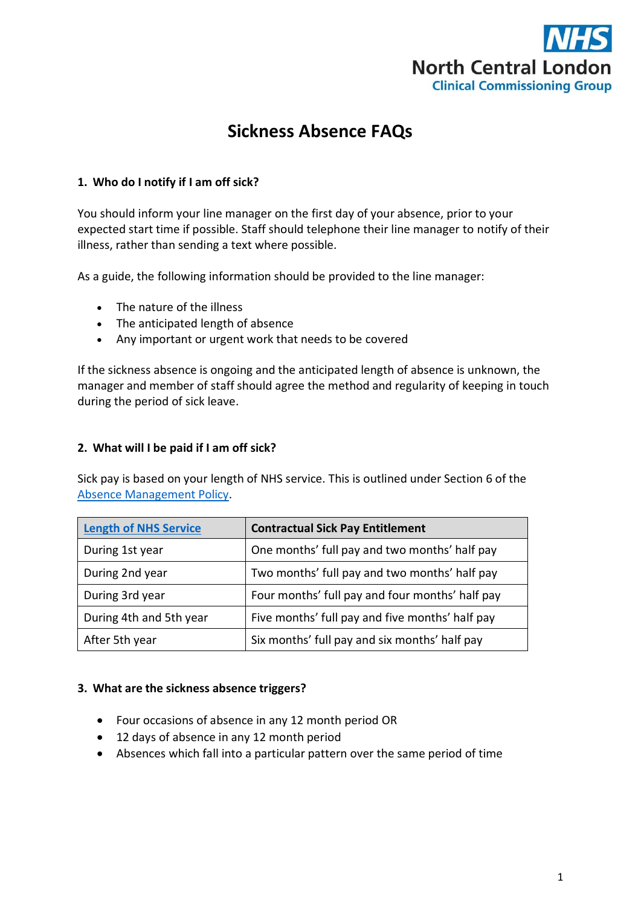NHS

North Central London

Clinical Commissioning Group

# Sickness Absence FAQs

### 1. Who do I notify if I am off sick?

You should inform your line manager on the first day of your absence, prior to your expected start time if possible. Staff should telephone their line manager to notify of their illness, rather than sending a text where possible.

As a guide, the following information should be provided to the line manager:

- The nature of the illness
- The anticipated length of absence
- Any important or urgent work that needs to be covered

If the sickness absence is ongoing and the anticipated length of absence is unknown, the manager and member of staff should agree the method and regularity of keeping in touch during the period of sick leave.

### 2. What will I be paid if I am off sick?

Sick pay is based on your length of NHS service. This is outlined under Section 6 of the Absence Management Policy.

| Length of NHS Service | Contractual Sick Pay Entitlement |
|---|---|
| During 1st year | One months' full pay and two months' half pay |
| During 2nd year | Two months' full pay and two months' half pay |
| During 3rd year | Four months' full pay and four months' half pay |
| During 4th and 5th year | Five months' full pay and five months' half pay |
| After 5th year | Six months' full pay and six months' half pay |

### 3. What are the sickness absence triggers?

- Four occasions of absence in any 12 month period OR
- 12 days of absence in any 12 month period
- Absences which fall into a particular pattern over the same period of time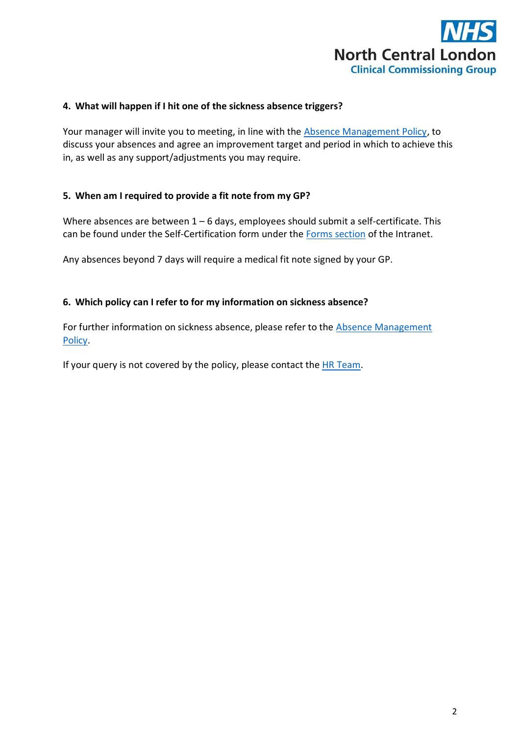**4. What will happen if I hit one of the sickness absence triggers?**

Your manager will invite you to meeting, in line with the Absence Management Policy, to discuss your absences and agree an improvement target and period in which to achieve this in, as well as any support/adjustments you may require.

**5. When am I required to provide a fit note from my GP?**

Where absences are between 1 – 6 days, employees should submit a self-certificate. This can be found under the Self-Certification form under the Forms section of the Intranet.

Any absences beyond 7 days will require a medical fit note signed by your GP.

**6. Which policy can I refer to for my information on sickness absence?**

For further information on sickness absence, please refer to the Absence Management Policy.

If your query is not covered by the policy, please contact the HR Team.